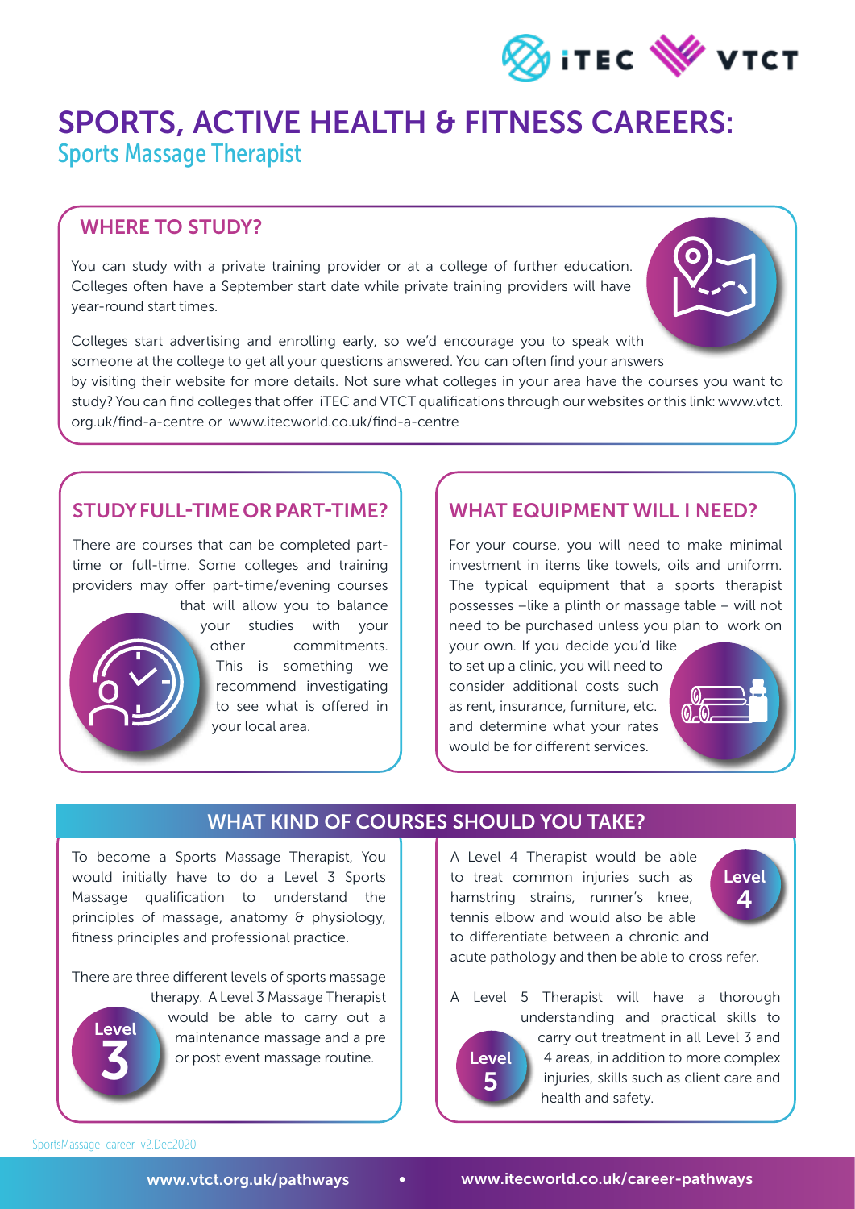# SPORTS, ACTIVE HEALTH & FITNESS CAREERS:

## Sports Massage Therapist

### WHERE TO STUDY?

You can study with a private training provider or at a college of further education. Colleges often have a September start date while private training providers will have year-round start times.

Colleges start advertising and enrolling early, so we'd encourage you to speak with someone at the college to get all your questions answered. You can often find your answers by visiting their website for more details. Not sure what colleges in your area have the courses you want to study? You can find colleges that offer iTEC and VTCT qualifications through our websites or this link: www.vtct.org.uk/find-a-centre or www.itecworld.co.uk/find-a-centre

### STUDY FULL-TIME OR PART-TIME?

There are courses that can be completed part-time or full-time. Some colleges and training providers may offer part-time/evening courses that will allow you to balance your studies with your other commitments. This is something we recommend investigating to see what is offered in your local area.

### WHAT EQUIPMENT WILL I NEED?

For your course, you will need to make minimal investment in items like towels, oils and uniform. The typical equipment that a sports therapist possesses –like a plinth or massage table – will not need to be purchased unless you plan to work on your own. If you decide you'd like to set up a clinic, you will need to consider additional costs such as rent, insurance, furniture, etc. and determine what your rates would be for different services.

### WHAT KIND OF COURSES SHOULD YOU TAKE?

To become a Sports Massage Therapist, You would initially have to do a Level 3 Sports Massage qualification to understand the principles of massage, anatomy & physiology, fitness principles and professional practice.

There are three different levels of sports massage therapy.

**Level 3**

A Level 3 Massage Therapist would be able to carry out a maintenance massage and a pre or post event massage routine.

**Level 4**

A Level 4 Therapist would be able to treat common injuries such as hamstring strains, runner's knee, tennis elbow and would also be able to differentiate between a chronic and acute pathology and then be able to cross refer.

**Level 5**

A Level 5 Therapist will have a thorough understanding and practical skills to carry out treatment in all Level 3 and 4 areas, in addition to more complex injuries, skills such as client care and health and safety.

SportsMassage_career_v2.Dec2020

www.vtct.org.uk/pathways • www.itecworld.co.uk/career-pathways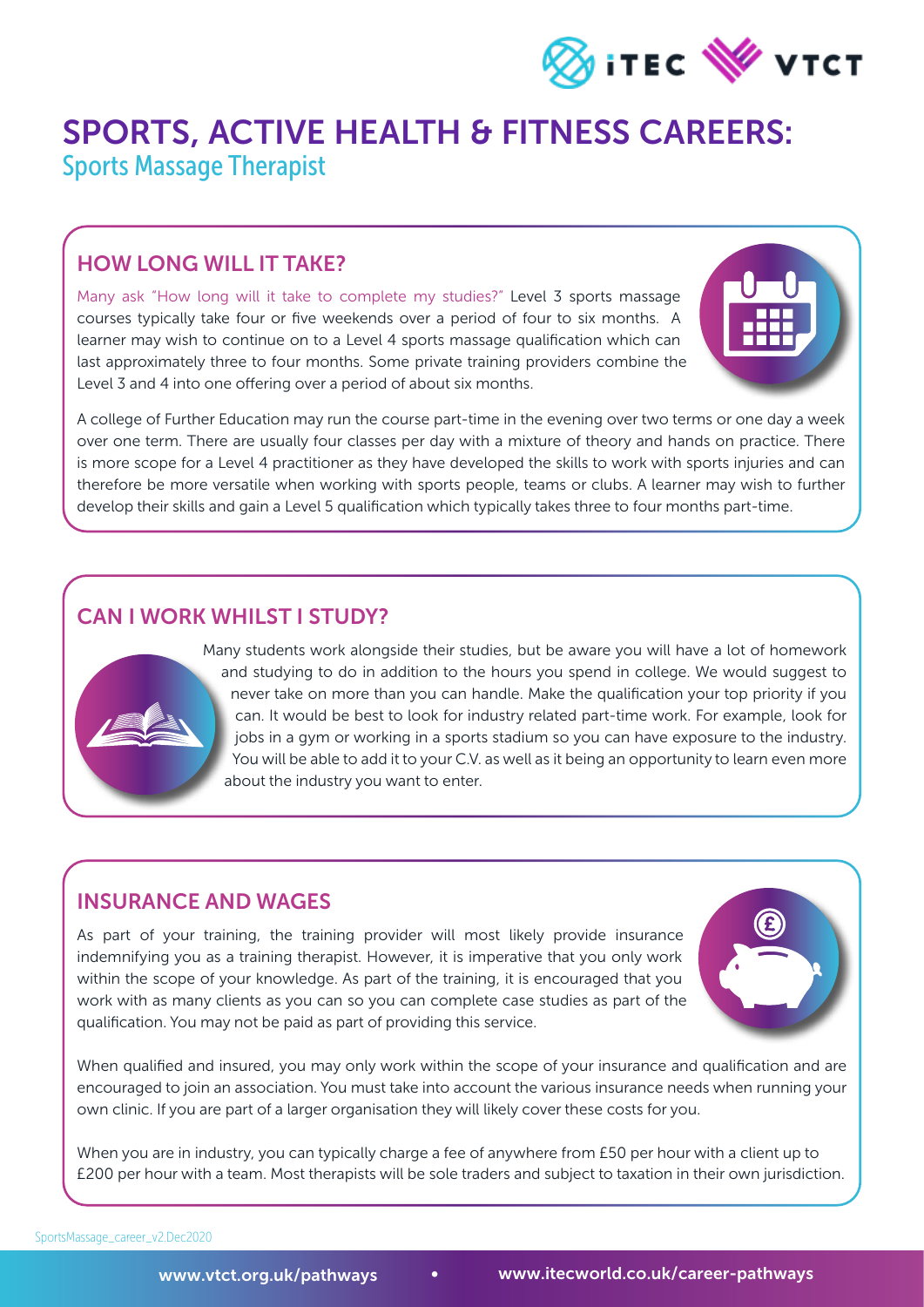# SPORTS, ACTIVE HEALTH & FITNESS CAREERS:

## Sports Massage Therapist

### HOW LONG WILL IT TAKE?

Many ask "How long will it take to complete my studies?" Level 3 sports massage courses typically take four or five weekends over a period of four to six months. A learner may wish to continue on to a Level 4 sports massage qualification which can last approximately three to four months. Some private training providers combine the Level 3 and 4 into one offering over a period of about six months.

A college of Further Education may run the course part-time in the evening over two terms or one day a week over one term. There are usually four classes per day with a mixture of theory and hands on practice. There is more scope for a Level 4 practitioner as they have developed the skills to work with sports injuries and can therefore be more versatile when working with sports people, teams or clubs. A learner may wish to further develop their skills and gain a Level 5 qualification which typically takes three to four months part-time.

### CAN I WORK WHILST I STUDY?

Many students work alongside their studies, but be aware you will have a lot of homework and studying to do in addition to the hours you spend in college. We would suggest to never take on more than you can handle. Make the qualification your top priority if you can. It would be best to look for industry related part-time work. For example, look for jobs in a gym or working in a sports stadium so you can have exposure to the industry. You will be able to add it to your C.V. as well as it being an opportunity to learn even more about the industry you want to enter.

### INSURANCE AND WAGES

As part of your training, the training provider will most likely provide insurance indemnifying you as a training therapist. However, it is imperative that you only work within the scope of your knowledge. As part of the training, it is encouraged that you work with as many clients as you can so you can complete case studies as part of the qualification. You may not be paid as part of providing this service.

When qualified and insured, you may only work within the scope of your insurance and qualification and are encouraged to join an association. You must take into account the various insurance needs when running your own clinic. If you are part of a larger organisation they will likely cover these costs for you.

When you are in industry, you can typically charge a fee of anywhere from £50 per hour with a client up to £200 per hour with a team. Most therapists will be sole traders and subject to taxation in their own jurisdiction.

SportsMassage_career_v2.Dec2020

www.vtct.org.uk/pathways • www.itecworld.co.uk/career-pathways